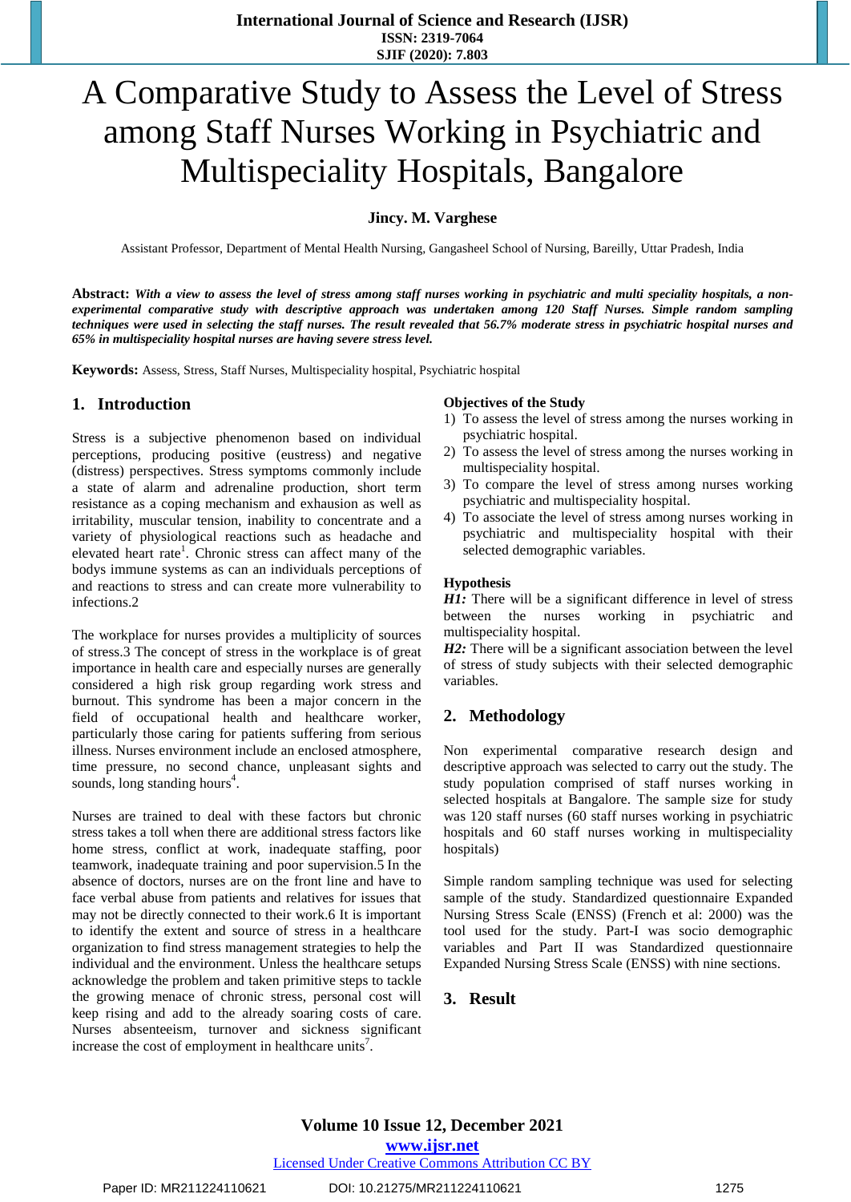# A Comparative Study to Assess the Level of Stress among Staff Nurses Working in Psychiatric and Multispeciality Hospitals, Bangalore

**Jincy. M. Varghese**

Assistant Professor, Department of Mental Health Nursing, Gangasheel School of Nursing, Bareilly, Uttar Pradesh, India

**Abstract:** ***With a view to assess the level of stress among staff nurses working in psychiatric and multi speciality hospitals, a non-experimental comparative study with descriptive approach was undertaken among 120 Staff Nurses. Simple random sampling techniques were used in selecting the staff nurses. The result revealed that 56.7% moderate stress in psychiatric hospital nurses and 65% in multispeciality hospital nurses are having severe stress level.***

**Keywords:** Assess, Stress, Staff Nurses, Multispeciality hospital, Psychiatric hospital

## 1. Introduction

Stress is a subjective phenomenon based on individual perceptions, producing positive (eustress) and negative (distress) perspectives. Stress symptoms commonly include a state of alarm and adrenaline production, short term resistance as a coping mechanism and exhaustion as well as irritability, muscular tension, inability to concentrate and a variety of physiological reactions such as headache and elevated heart rate[1]. Chronic stress can affect many of the bodys immune systems as can an individuals perceptions of and reactions to stress and can create more vulnerability to infections.2

The workplace for nurses provides a multiplicity of sources of stress.3 The concept of stress in the workplace is of great importance in health care and especially nurses are generally considered a high risk group regarding work stress and burnout. This syndrome has been a major concern in the field of occupational health and healthcare worker, particularly those caring for patients suffering from serious illness. Nurses environment include an enclosed atmosphere, time pressure, no second chance, unpleasant sights and sounds, long standing hours[4].

Nurses are trained to deal with these factors but chronic stress takes a toll when there are additional stress factors like home stress, conflict at work, inadequate staffing, poor teamwork, inadequate training and poor supervision.5 In the absence of doctors, nurses are on the front line and have to face verbal abuse from patients and relatives for issues that may not be directly connected to their work.6 It is important to identify the extent and source of stress in a healthcare organization to find stress management strategies to help the individual and the environment. Unless the healthcare setups acknowledge the problem and taken primitive steps to tackle the growing menace of chronic stress, personal cost will keep rising and add to the already soaring costs of care. Nurses absenteeism, turnover and sickness significant increase the cost of employment in healthcare units[7].

### Objectives of the Study

1) To assess the level of stress among the nurses working in psychiatric hospital.
2) To assess the level of stress among the nurses working in multispeciality hospital.
3) To compare the level of stress among nurses working psychiatric and multispeciality hospital.
4) To associate the level of stress among nurses working in psychiatric and multispeciality hospital with their selected demographic variables.

### Hypothesis

***H1:*** There will be a significant difference in level of stress between the nurses working in psychiatric and multispeciality hospital.

***H2:*** There will be a significant association between the level of stress of study subjects with their selected demographic variables.

## 2. Methodology

Non experimental comparative research design and descriptive approach was selected to carry out the study. The study population comprised of staff nurses working in selected hospitals at Bangalore. The sample size for study was 120 staff nurses (60 staff nurses working in psychiatric hospitals and 60 staff nurses working in multispeciality hospitals)

Simple random sampling technique was used for selecting sample of the study. Standardized questionnaire Expanded Nursing Stress Scale (ENSS) (French et al: 2000) was the tool used for the study. Part-I was socio demographic variables and Part II was Standardized questionnaire Expanded Nursing Stress Scale (ENSS) with nine sections.

## 3. Result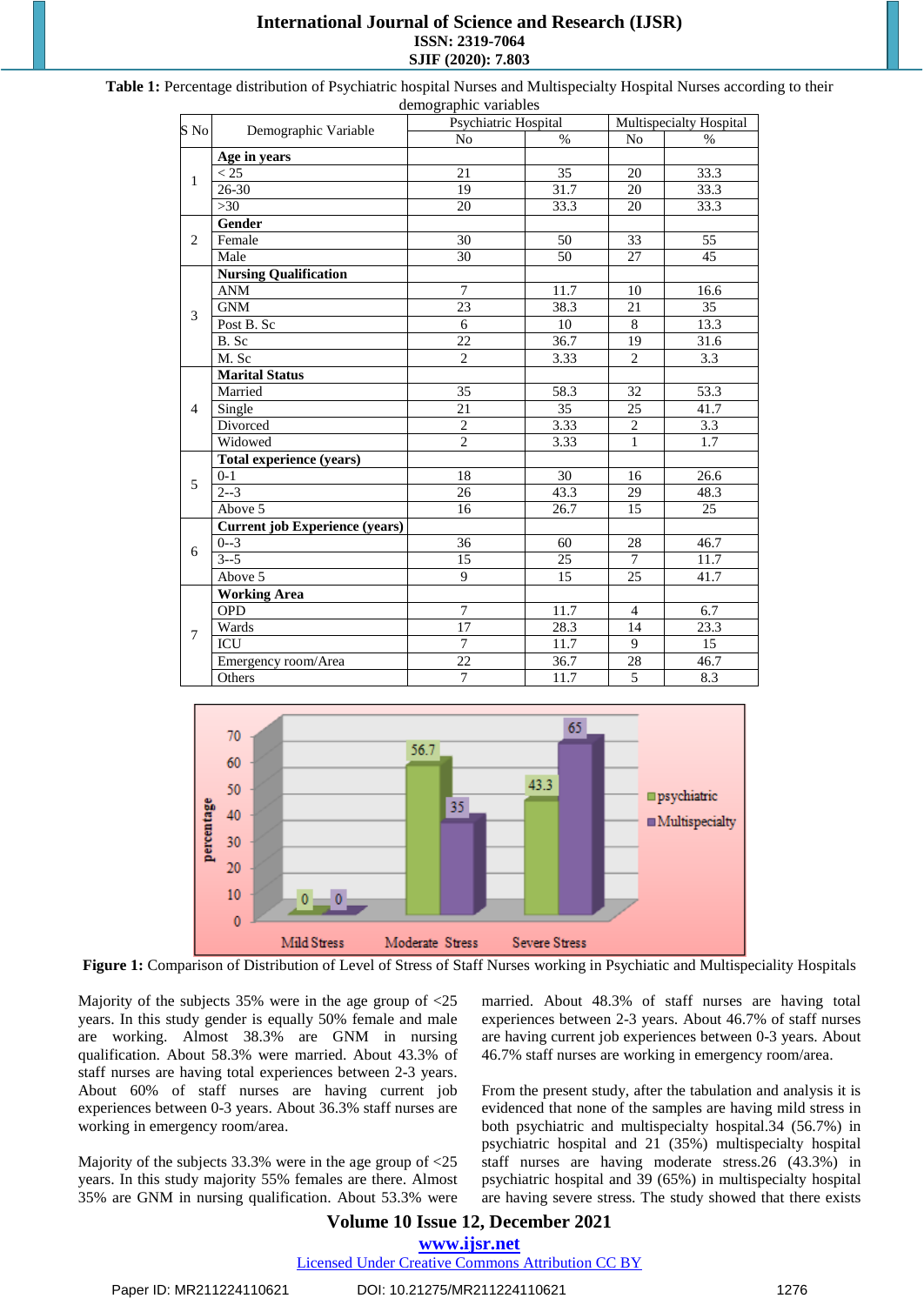**Table 1:** Percentage distribution of Psychiatric hospital Nurses and Multispecialty Hospital Nurses according to their demographic variables

| S No | Demographic Variable | Psychiatric Hospital | | Multispecialty Hospital | |
|---|---|---|---|---|---|
| | | No | % | No | % |
| 1 | **Age in years** | | | | |
| | < 25 | 21 | 35 | 20 | 33.3 |
| | 26-30 | 19 | 31.7 | 20 | 33.3 |
| | >30 | 20 | 33.3 | 20 | 33.3 |
| 2 | **Gender** | | | | |
| | Female | 30 | 50 | 33 | 55 |
| | Male | 30 | 50 | 27 | 45 |
| 3 | **Nursing Qualification** | | | | |
| | ANM | 7 | 11.7 | 10 | 16.6 |
| | GNM | 23 | 38.3 | 21 | 35 |
| | Post B. Sc | 6 | 10 | 8 | 13.3 |
| | B. Sc | 22 | 36.7 | 19 | 31.6 |
| | M. Sc | 2 | 3.33 | 2 | 3.3 |
| 4 | **Marital Status** | | | | |
| | Married | 35 | 58.3 | 32 | 53.3 |
| | Single | 21 | 35 | 25 | 41.7 |
| | Divorced | 2 | 3.33 | 2 | 3.3 |
| | Widowed | 2 | 3.33 | 1 | 1.7 |
| 5 | **Total experience (years)** | | | | |
| | 0-1 | 18 | 30 | 16 | 26.6 |
| | 2--3 | 26 | 43.3 | 29 | 48.3 |
| | Above 5 | 16 | 26.7 | 15 | 25 |
| 6 | **Current job Experience (years)** | | | | |
| | 0--3 | 36 | 60 | 28 | 46.7 |
| | 3--5 | 15 | 25 | 7 | 11.7 |
| | Above 5 | 9 | 15 | 25 | 41.7 |
| 7 | **Working Area** | | | | |
| | OPD | 7 | 11.7 | 4 | 6.7 |
| | Wards | 17 | 28.3 | 14 | 23.3 |
| | ICU | 7 | 11.7 | 9 | 15 |
| | Emergency room/Area | 22 | 36.7 | 28 | 46.7 |
| | Others | 7 | 11.7 | 5 | 8.3 |

**Figure 1:** Comparison of Distribution of Level of Stress of Staff Nurses working in Psychiatic and Multispeciality Hospitals

Majority of the subjects 35% were in the age group of <25 years. In this study gender is equally 50% female and male are working. Almost 38.3% are GNM in nursing qualification. About 58.3% were married. About 43.3% of staff nurses are having total experiences between 2-3 years. About 60% of staff nurses are having current job experiences between 0-3 years. About 36.3% staff nurses are working in emergency room/area.

Majority of the subjects 33.3% were in the age group of <25 years. In this study majority 55% females are there. Almost 35% are GNM in nursing qualification. About 53.3% were married. About 48.3% of staff nurses are having total experiences between 2-3 years. About 46.7% of staff nurses are having current job experiences between 0-3 years. About 46.7% staff nurses are working in emergency room/area.

From the present study, after the tabulation and analysis it is evidenced that none of the samples are having mild stress in both psychiatric and multispecialty hospital.34 (56.7%) in psychiatric hospital and 21 (35%) multispecialty hospital staff nurses are having moderate stress.26 (43.3%) in psychiatric hospital and 39 (65%) in multispecialty hospital are having severe stress. The study showed that there exists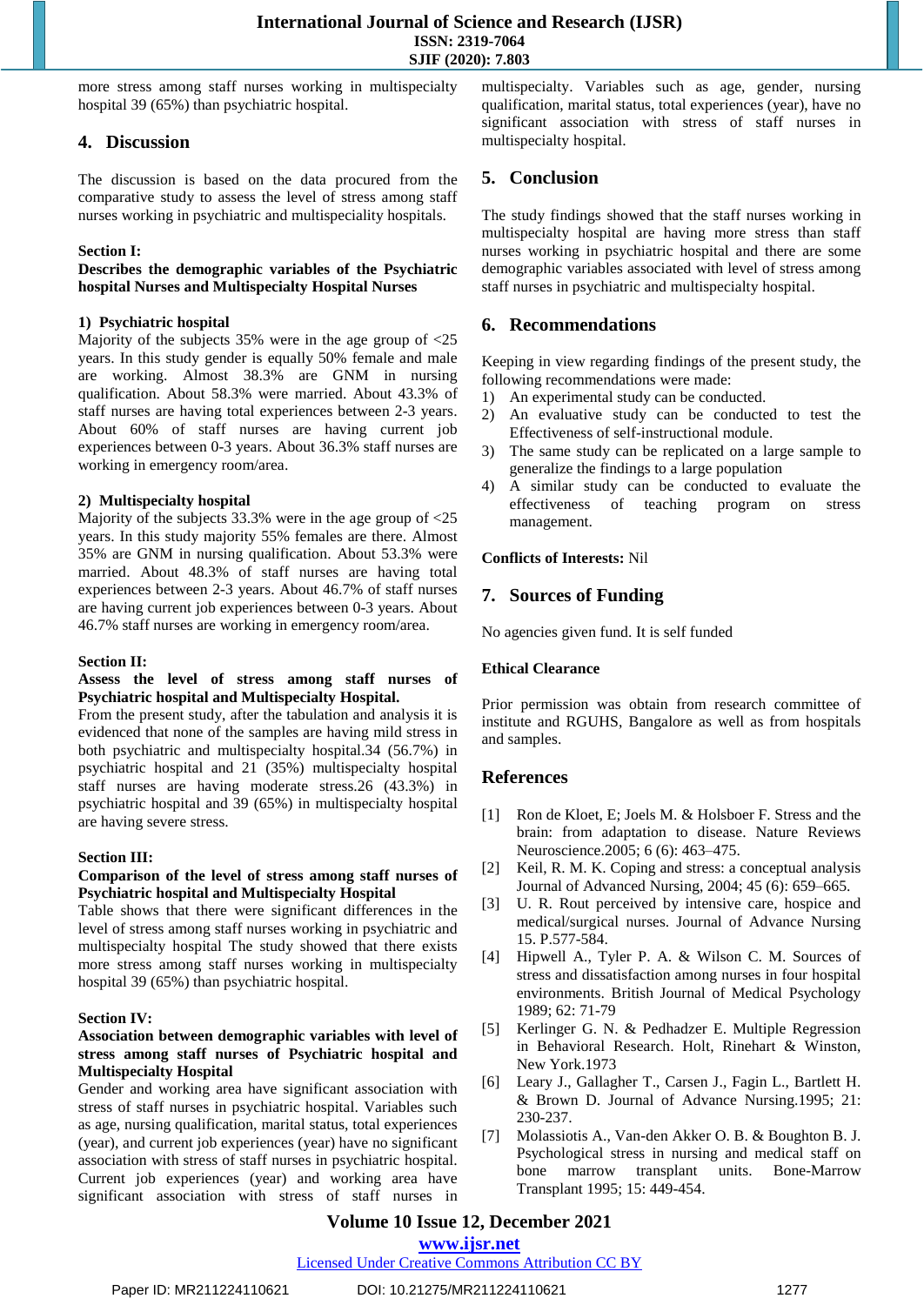more stress among staff nurses working in multispecialty hospital 39 (65%) than psychiatric hospital.

## 4. Discussion

The discussion is based on the data procured from the comparative study to assess the level of stress among staff nurses working in psychiatric and multispeciality hospitals.

**Section I:**
**Describes the demographic variables of the Psychiatric hospital Nurses and Multispecialty Hospital Nurses**

**1) Psychiatric hospital**
Majority of the subjects 35% were in the age group of <25 years. In this study gender is equally 50% female and male are working. Almost 38.3% are GNM in nursing qualification. About 58.3% were married. About 43.3% of staff nurses are having total experiences between 2-3 years. About 60% of staff nurses are having current job experiences between 0-3 years. About 36.3% staff nurses are working in emergency room/area.

**2) Multispecialty hospital**
Majority of the subjects 33.3% were in the age group of <25 years. In this study majority 55% females are there. Almost 35% are GNM in nursing qualification. About 53.3% were married. About 48.3% of staff nurses are having total experiences between 2-3 years. About 46.7% of staff nurses are having current job experiences between 0-3 years. About 46.7% staff nurses are working in emergency room/area.

**Section II:**
**Assess the level of stress among staff nurses of Psychiatric hospital and Multispecialty Hospital.**
From the present study, after the tabulation and analysis it is evidenced that none of the samples are having mild stress in both psychiatric and multispecialty hospital.34 (56.7%) in psychiatric hospital and 21 (35%) multispecialty hospital staff nurses are having moderate stress.26 (43.3%) in psychiatric hospital and 39 (65%) in multispecialty hospital are having severe stress.

**Section III:**
**Comparison of the level of stress among staff nurses of Psychiatric hospital and Multispecialty Hospital**
Table shows that there were significant differences in the level of stress among staff nurses working in psychiatric and multispecialty hospital The study showed that there exists more stress among staff nurses working in multispecialty hospital 39 (65%) than psychiatric hospital.

**Section IV:**
**Association between demographic variables with level of stress among staff nurses of Psychiatric hospital and Multispecialty Hospital**
Gender and working area have significant association with stress of staff nurses in psychiatric hospital. Variables such as age, nursing qualification, marital status, total experiences (year), and current job experiences (year) have no significant association with stress of staff nurses in psychiatric hospital. Current job experiences (year) and working area have significant association with stress of staff nurses in multispecialty. Variables such as age, gender, nursing qualification, marital status, total experiences (year), have no significant association with stress of staff nurses in multispecialty hospital.

## 5. Conclusion

The study findings showed that the staff nurses working in multispecialty hospital are having more stress than staff nurses working in psychiatric hospital and there are some demographic variables associated with level of stress among staff nurses in psychiatric and multispecialty hospital.

## 6. Recommendations

Keeping in view regarding findings of the present study, the following recommendations were made:

1) An experimental study can be conducted.
2) An evaluative study can be conducted to test the Effectiveness of self-instructional module.
3) The same study can be replicated on a large sample to generalize the findings to a large population
4) A similar study can be conducted to evaluate the effectiveness of teaching program on stress management.

**Conflicts of Interests:** Nil

## 7. Sources of Funding

No agencies given fund. It is self funded

**Ethical Clearance**

Prior permission was obtain from research committee of institute and RGUHS, Bangalore as well as from hospitals and samples.

## References

[1] Ron de Kloet, E; Joels M. & Holsboer F. Stress and the brain: from adaptation to disease. Nature Reviews Neuroscience.2005; 6 (6): 463–475.
[2] Keil, R. M. K. Coping and stress: a conceptual analysis Journal of Advanced Nursing, 2004; 45 (6): 659–665.
[3] U. R. Rout perceived by intensive care, hospice and medical/surgical nurses. Journal of Advance Nursing 15. P.577-584.
[4] Hipwell A., Tyler P. A. & Wilson C. M. Sources of stress and dissatisfaction among nurses in four hospital environments. British Journal of Medical Psychology 1989; 62: 71-79
[5] Kerlinger G. N. & Pedhadzer E. Multiple Regression in Behavioral Research. Holt, Rinehart & Winston, New York.1973
[6] Leary J., Gallagher T., Carsen J., Fagin L., Bartlett H. & Brown D. Journal of Advance Nursing.1995; 21: 230-237.
[7] Molassiotis A., Van-den Akker O. B. & Boughton B. J. Psychological stress in nursing and medical staff on bone marrow transplant units. Bone-Marrow Transplant 1995; 15: 449-454.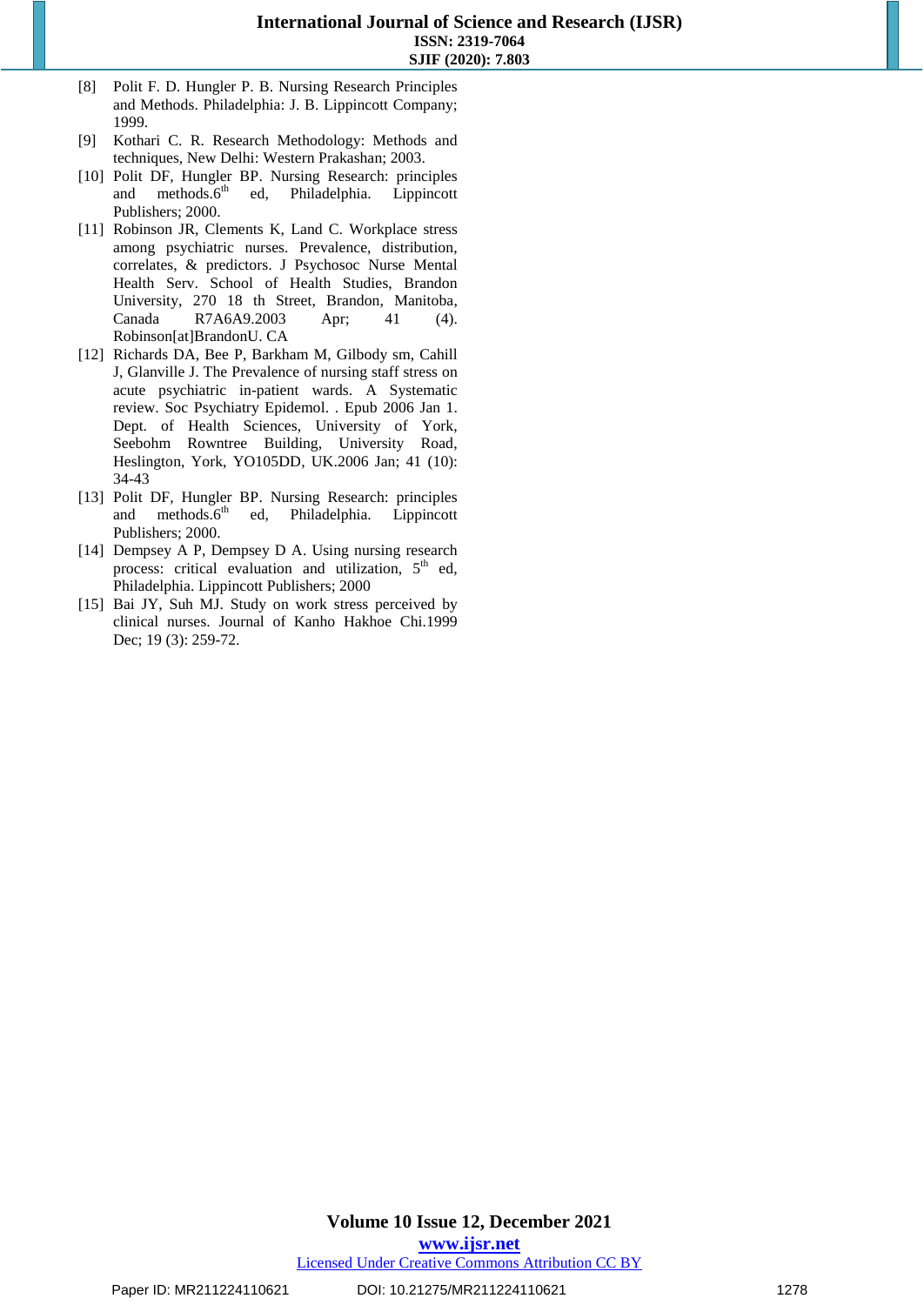[8] Polit F. D. Hungler P. B. Nursing Research Principles and Methods. Philadelphia: J. B. Lippincott Company; 1999.

[9] Kothari C. R. Research Methodology: Methods and techniques, New Delhi: Western Prakashan; 2003.

[10] Polit DF, Hungler BP. Nursing Research: principles and methods.6th ed, Philadelphia. Lippincott Publishers; 2000.

[11] Robinson JR, Clements K, Land C. Workplace stress among psychiatric nurses. Prevalence, distribution, correlates, & predictors. J Psychosoc Nurse Mental Health Serv. School of Health Studies, Brandon University, 270 18 th Street, Brandon, Manitoba, Canada R7A6A9.2003 Apr; 41 (4). Robinson[at]BrandonU. CA

[12] Richards DA, Bee P, Barkham M, Gilbody sm, Cahill J, Glanville J. The Prevalence of nursing staff stress on acute psychiatric in-patient wards. A Systematic review. Soc Psychiatry Epidemol. . Epub 2006 Jan 1. Dept. of Health Sciences, University of York, Seebohm Rowntree Building, University Road, Heslington, York, YO105DD, UK.2006 Jan; 41 (10): 34-43

[13] Polit DF, Hungler BP. Nursing Research: principles and methods.6th ed, Philadelphia. Lippincott Publishers; 2000.

[14] Dempsey A P, Dempsey D A. Using nursing research process: critical evaluation and utilization, 5th ed, Philadelphia. Lippincott Publishers; 2000

[15] Bai JY, Suh MJ. Study on work stress perceived by clinical nurses. Journal of Kanho Hakhoe Chi.1999 Dec; 19 (3): 259-72.